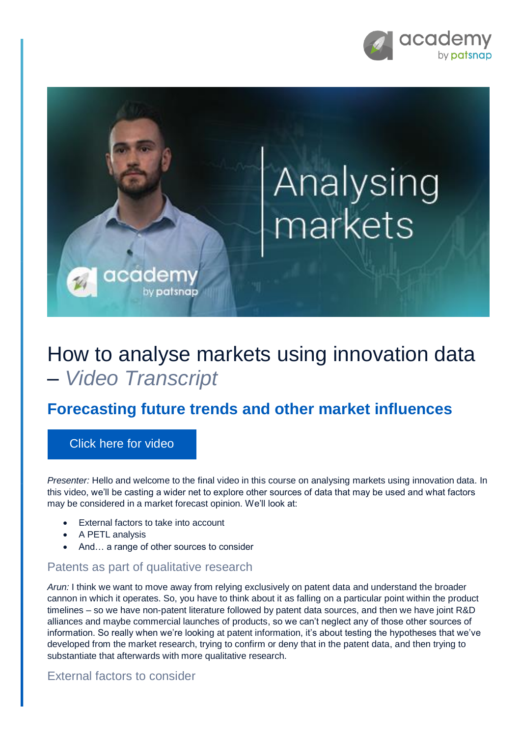# How to analyse markets using innovation data – *Video Transcript*

## Forecasting future trends and other market influences

Click here for video

*Presenter:* Hello and welcome to the final video in this course on analysing markets using innovation data. In this video, we'll be casting a wider net to explore other sources of data that may be used and what factors may be considered in a market forecast opinion. We'll look at:

- External factors to take into account
- A PETL analysis
- And… a range of other sources to consider

### Patents as part of qualitative research

*Arun:* I think we want to move away from relying exclusively on patent data and understand the broader cannon in which it operates. So, you have to think about it as falling on a particular point within the product timelines – so we have non-patent literature followed by patent data sources, and then we have joint R&D alliances and maybe commercial launches of products, so we can't neglect any of those other sources of information. So really when we're looking at patent information, it's about testing the hypotheses that we've developed from the market research, trying to confirm or deny that in the patent data, and then trying to substantiate that afterwards with more qualitative research.

### External factors to consider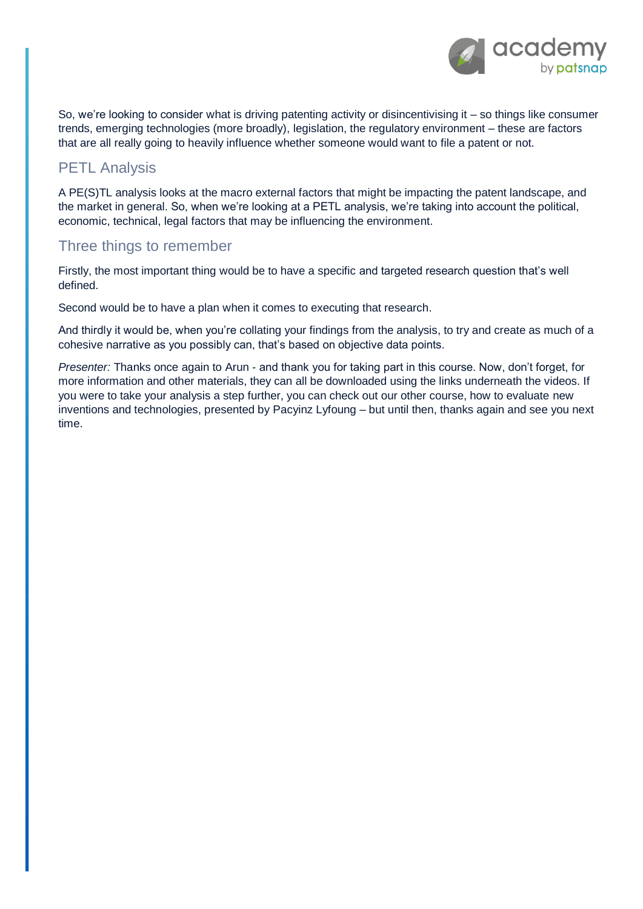So, we're looking to consider what is driving patenting activity or disincentivising it – so things like consumer trends, emerging technologies (more broadly), legislation, the regulatory environment – these are factors that are all really going to heavily influence whether someone would want to file a patent or not.

## PETL Analysis

A PE(S)TL analysis looks at the macro external factors that might be impacting the patent landscape, and the market in general. So, when we're looking at a PETL analysis, we're taking into account the political, economic, technical, legal factors that may be influencing the environment.

## Three things to remember

Firstly, the most important thing would be to have a specific and targeted research question that's well defined.

Second would be to have a plan when it comes to executing that research.

And thirdly it would be, when you're collating your findings from the analysis, to try and create as much of a cohesive narrative as you possibly can, that's based on objective data points.

*Presenter:* Thanks once again to Arun - and thank you for taking part in this course. Now, don't forget, for more information and other materials, they can all be downloaded using the links underneath the videos. If you were to take your analysis a step further, you can check out our other course, how to evaluate new inventions and technologies, presented by Pacyinz Lyfoung – but until then, thanks again and see you next time.